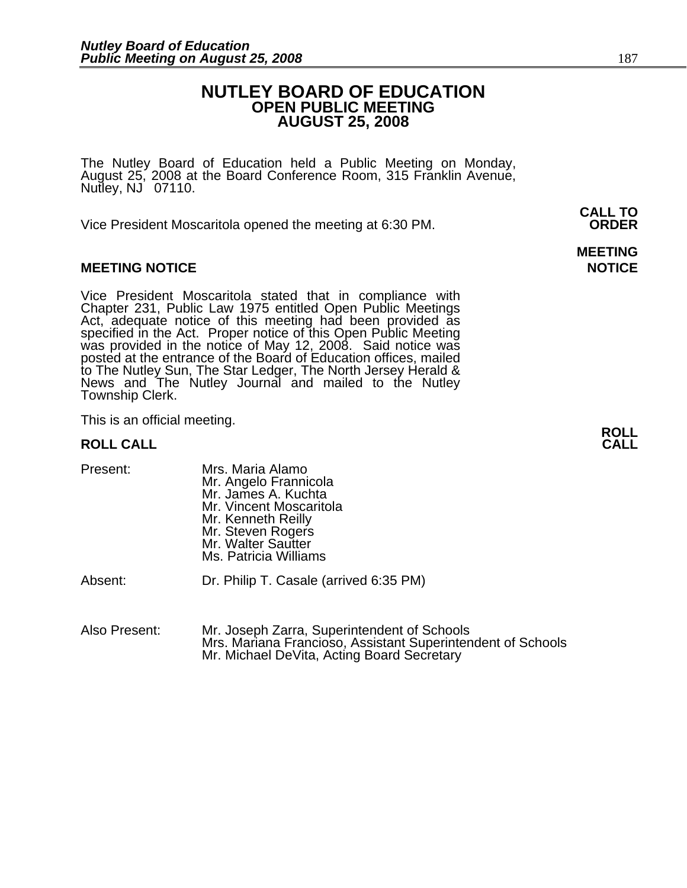# NUTLEY BOARD OF EDUCATION
## OPEN PUBLIC MEETING
## AUGUST 25, 2008

The Nutley Board of Education held a Public Meeting on Monday, August 25, 2008 at the Board Conference Room, 315 Franklin Avenue, Nutley, NJ 07110.

**CALL TO ORDER**

Vice President Moscaritola opened the meeting at 6:30 PM.

**MEETING NOTICE**

Vice President Moscaritola stated that in compliance with Chapter 231, Public Law 1975 entitled Open Public Meetings Act, adequate notice of this meeting had been provided as specified in the Act. Proper notice of this Open Public Meeting was provided in the notice of May 12, 2008. Said notice was posted at the entrance of the Board of Education offices, mailed to The Nutley Sun, The Star Ledger, The North Jersey Herald & News and The Nutley Journal and mailed to the Nutley Township Clerk.

This is an official meeting.

**ROLL CALL**

Present:
- Mrs. Maria Alamo
- Mr. Angelo Frannicola
- Mr. James A. Kuchta
- Mr. Vincent Moscaritola
- Mr. Kenneth Reilly
- Mr. Steven Rogers
- Mr. Walter Sautter
- Ms. Patricia Williams

Absent: Dr. Philip T. Casale (arrived 6:35 PM)

Also Present:
- Mr. Joseph Zarra, Superintendent of Schools
- Mrs. Mariana Francioso, Assistant Superintendent of Schools
- Mr. Michael DeVita, Acting Board Secretary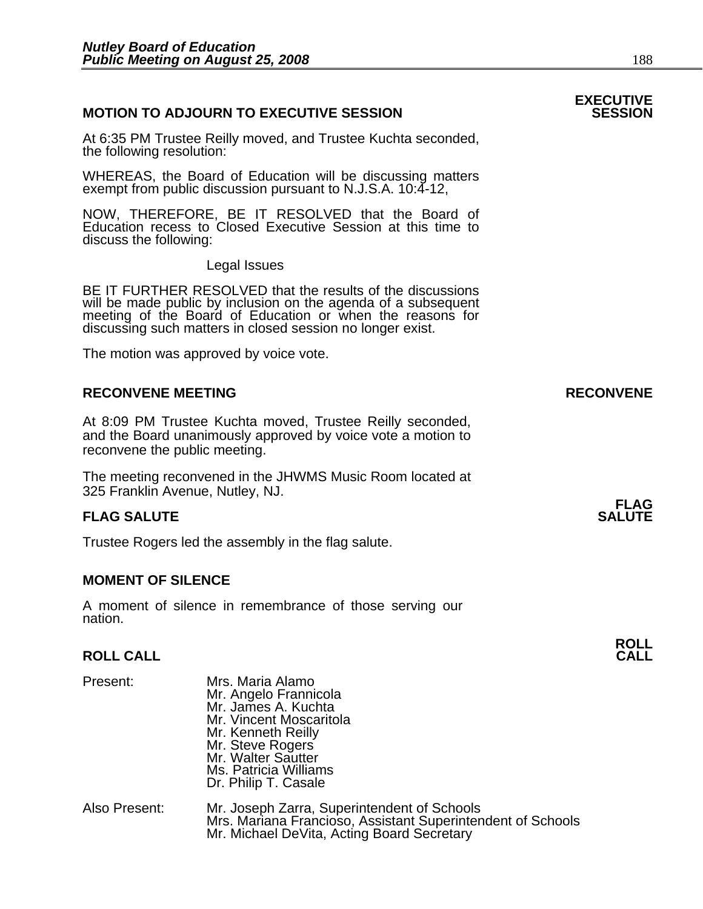## MOTION TO ADJOURN TO EXECUTIVE SESSION

**EXECUTIVE SESSION**

At 6:35 PM Trustee Reilly moved, and Trustee Kuchta seconded, the following resolution:

WHEREAS, the Board of Education will be discussing matters exempt from public discussion pursuant to N.J.S.A. 10:4-12,

NOW, THEREFORE, BE IT RESOLVED that the Board of Education recess to Closed Executive Session at this time to discuss the following:

Legal Issues

BE IT FURTHER RESOLVED that the results of the discussions will be made public by inclusion on the agenda of a subsequent meeting of the Board of Education or when the reasons for discussing such matters in closed session no longer exist.

The motion was approved by voice vote.

## RECONVENE MEETING

**RECONVENE**

At 8:09 PM Trustee Kuchta moved, Trustee Reilly seconded, and the Board unanimously approved by voice vote a motion to reconvene the public meeting.

The meeting reconvened in the JHWMS Music Room located at 325 Franklin Avenue, Nutley, NJ.

## FLAG SALUTE

**FLAG SALUTE**

Trustee Rogers led the assembly in the flag salute.

## MOMENT OF SILENCE

A moment of silence in remembrance of those serving our nation.

## ROLL CALL

**ROLL CALL**

Present:
- Mrs. Maria Alamo
- Mr. Angelo Frannicola
- Mr. James A. Kuchta
- Mr. Vincent Moscaritola
- Mr. Kenneth Reilly
- Mr. Steve Rogers
- Mr. Walter Sautter
- Ms. Patricia Williams
- Dr. Philip T. Casale

Also Present:
- Mr. Joseph Zarra, Superintendent of Schools
- Mrs. Mariana Francioso, Assistant Superintendent of Schools
- Mr. Michael DeVita, Acting Board Secretary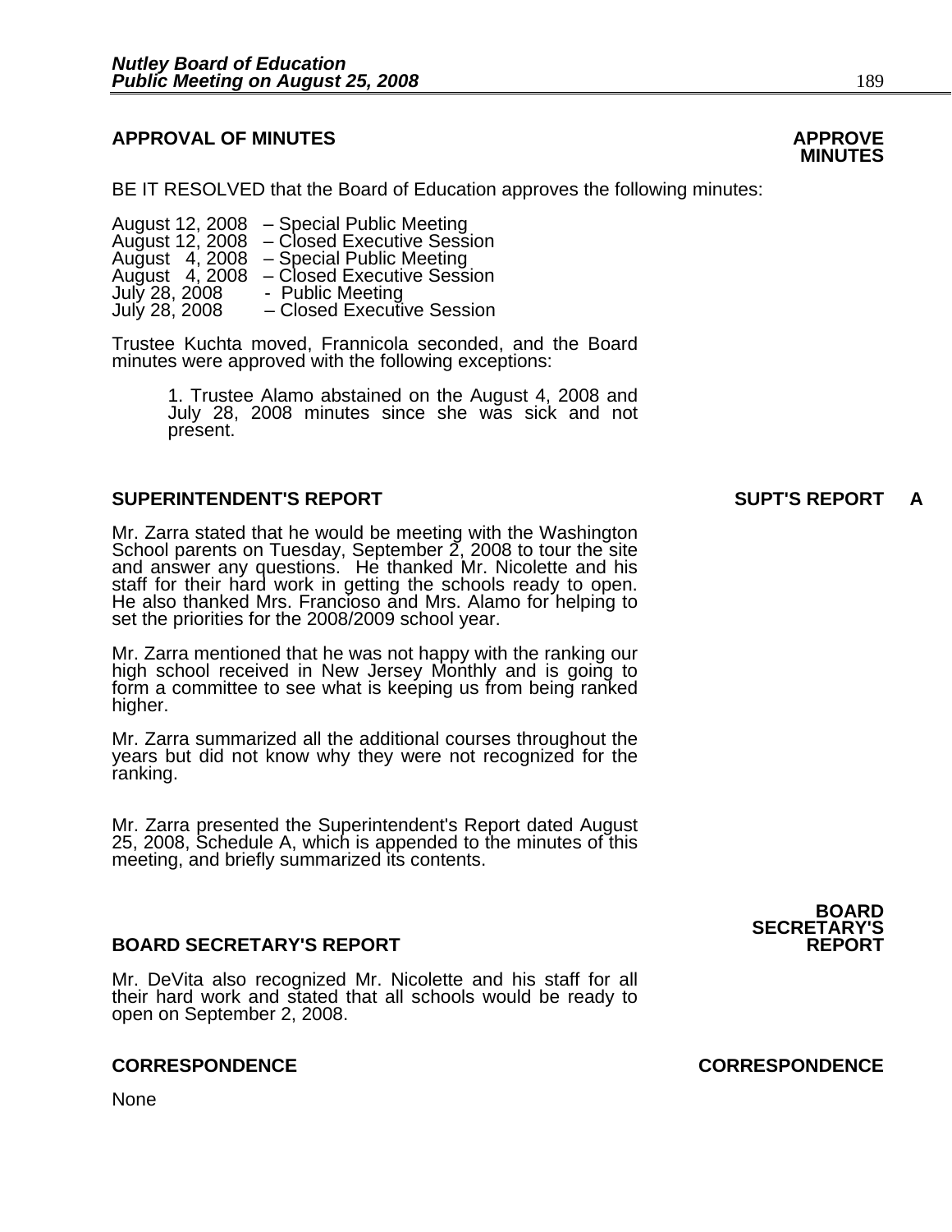## APPROVAL OF MINUTES

**APPROVE MINUTES**

BE IT RESOLVED that the Board of Education approves the following minutes:

August 12, 2008 – Special Public Meeting
August 12, 2008 – Closed Executive Session
August 4, 2008 – Special Public Meeting
August 4, 2008 – Closed Executive Session
July 28, 2008 - Public Meeting
July 28, 2008 – Closed Executive Session

Trustee Kuchta moved, Frannicola seconded, and the Board minutes were approved with the following exceptions:

1. Trustee Alamo abstained on the August 4, 2008 and July 28, 2008 minutes since she was sick and not present.

## SUPERINTENDENT'S REPORT

**SUPT'S REPORT A**

Mr. Zarra stated that he would be meeting with the Washington School parents on Tuesday, September 2, 2008 to tour the site and answer any questions. He thanked Mr. Nicolette and his staff for their hard work in getting the schools ready to open. He also thanked Mrs. Francioso and Mrs. Alamo for helping to set the priorities for the 2008/2009 school year.

Mr. Zarra mentioned that he was not happy with the ranking our high school received in New Jersey Monthly and is going to form a committee to see what is keeping us from being ranked higher.

Mr. Zarra summarized all the additional courses throughout the years but did not know why they were not recognized for the ranking.

Mr. Zarra presented the Superintendent's Report dated August 25, 2008, Schedule A, which is appended to the minutes of this meeting, and briefly summarized its contents.

## BOARD SECRETARY'S REPORT

**BOARD SECRETARY'S REPORT**

Mr. DeVita also recognized Mr. Nicolette and his staff for all their hard work and stated that all schools would be ready to open on September 2, 2008.

## CORRESPONDENCE

**CORRESPONDENCE**

None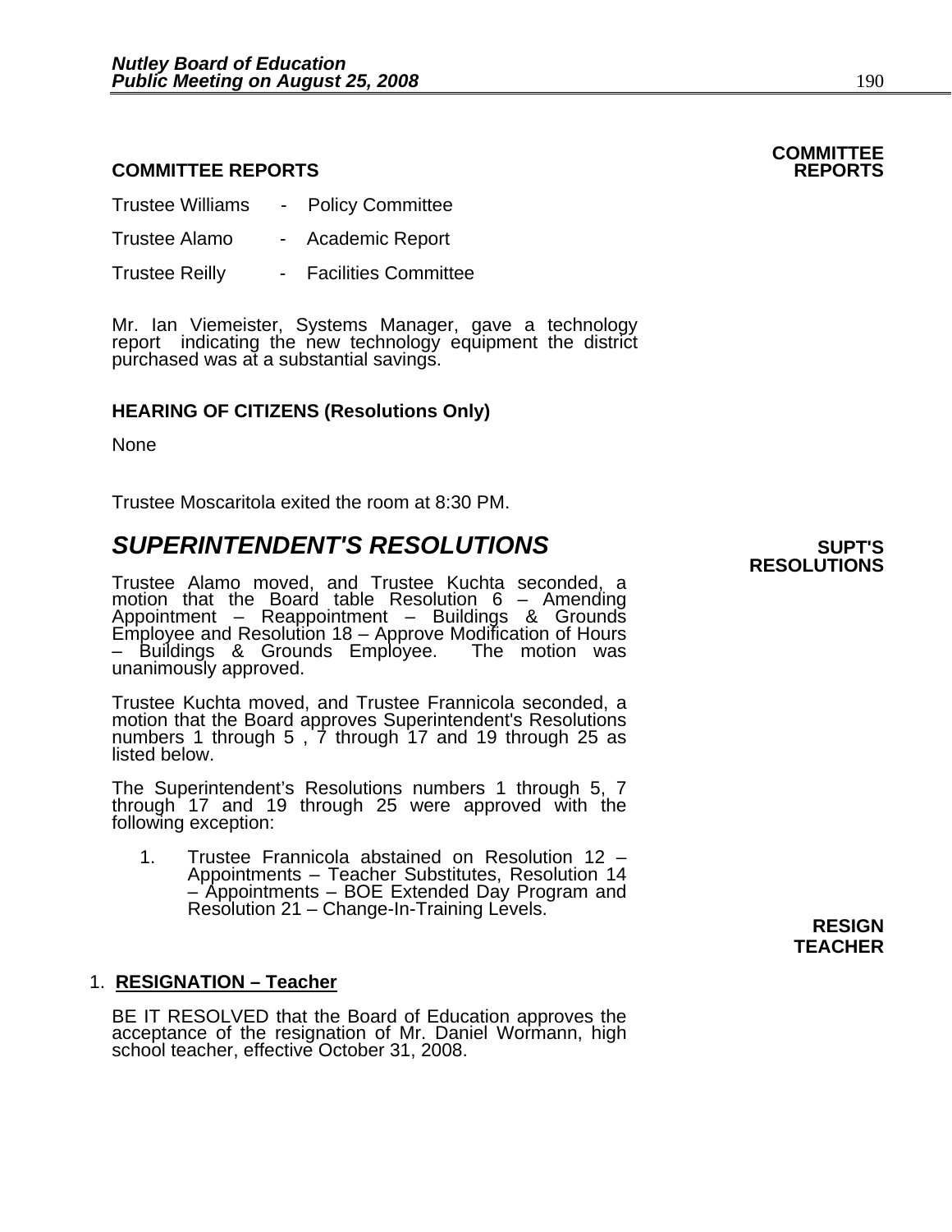## COMMITTEE REPORTS

**COMMITTEE REPORTS**

Trustee Williams - Policy Committee

Trustee Alamo - Academic Report

Trustee Reilly - Facilities Committee

Mr. Ian Viemeister, Systems Manager, gave a technology report indicating the new technology equipment the district purchased was at a substantial savings.

### HEARING OF CITIZENS (Resolutions Only)

None

Trustee Moscaritola exited the room at 8:30 PM.

## *SUPERINTENDENT'S RESOLUTIONS*

**SUPT'S RESOLUTIONS**

Trustee Alamo moved, and Trustee Kuchta seconded, a motion that the Board table Resolution 6 – Amending Appointment – Reappointment – Buildings & Grounds Employee and Resolution 18 – Approve Modification of Hours – Buildings & Grounds Employee. The motion was unanimously approved.

Trustee Kuchta moved, and Trustee Frannicola seconded, a motion that the Board approves Superintendent's Resolutions numbers 1 through 5 , 7 through 17 and 19 through 25 as listed below.

The Superintendent's Resolutions numbers 1 through 5, 7 through 17 and 19 through 25 were approved with the following exception:

1. Trustee Frannicola abstained on Resolution 12 – Appointments – Teacher Substitutes, Resolution 14 – Appointments – BOE Extended Day Program and Resolution 21 – Change-In-Training Levels.

**RESIGN TEACHER**

1. **RESIGNATION – Teacher**

BE IT RESOLVED that the Board of Education approves the acceptance of the resignation of Mr. Daniel Wormann, high school teacher, effective October 31, 2008.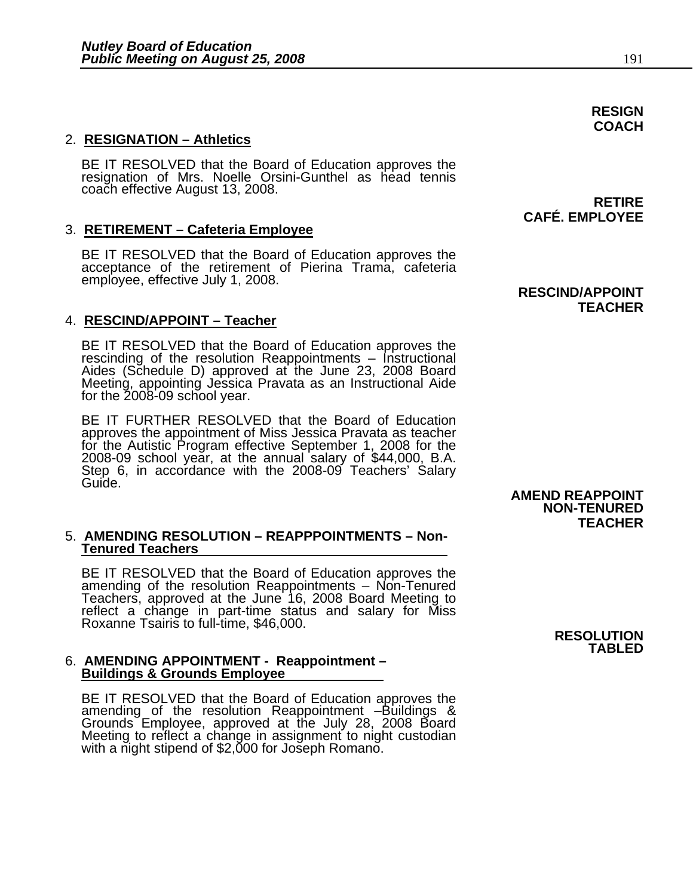**RESIGN COACH**

2. **RESIGNATION – Athletics**

   BE IT RESOLVED that the Board of Education approves the resignation of Mrs. Noelle Orsini-Gunthel as head tennis coach effective August 13, 2008.

**RETIRE CAFÉ. EMPLOYEE**

3. **RETIREMENT – Cafeteria Employee**

   BE IT RESOLVED that the Board of Education approves the acceptance of the retirement of Pierina Trama, cafeteria employee, effective July 1, 2008.

**RESCIND/APPOINT TEACHER**

4. **RESCIND/APPOINT – Teacher**

   BE IT RESOLVED that the Board of Education approves the rescinding of the resolution Reappointments – Instructional Aides (Schedule D) approved at the June 23, 2008 Board Meeting, appointing Jessica Pravata as an Instructional Aide for the 2008-09 school year.

   BE IT FURTHER RESOLVED that the Board of Education approves the appointment of Miss Jessica Pravata as teacher for the Autistic Program effective September 1, 2008 for the 2008-09 school year, at the annual salary of $44,000, B.A. Step 6, in accordance with the 2008-09 Teachers' Salary Guide.

**AMEND REAPPOINT NON-TENURED TEACHER**

5. **AMENDING RESOLUTION – REAPPPOINTMENTS – Non-Tenured Teachers**

   BE IT RESOLVED that the Board of Education approves the amending of the resolution Reappointments – Non-Tenured Teachers, approved at the June 16, 2008 Board Meeting to reflect a change in part-time status and salary for Miss Roxanne Tsairis to full-time, $46,000.

**RESOLUTION TABLED**

6. **AMENDING APPOINTMENT - Reappointment – Buildings & Grounds Employee**

   BE IT RESOLVED that the Board of Education approves the amending of the resolution Reappointment –Buildings & Grounds Employee, approved at the July 28, 2008 Board Meeting to reflect a change in assignment to night custodian with a night stipend of $2,000 for Joseph Romano.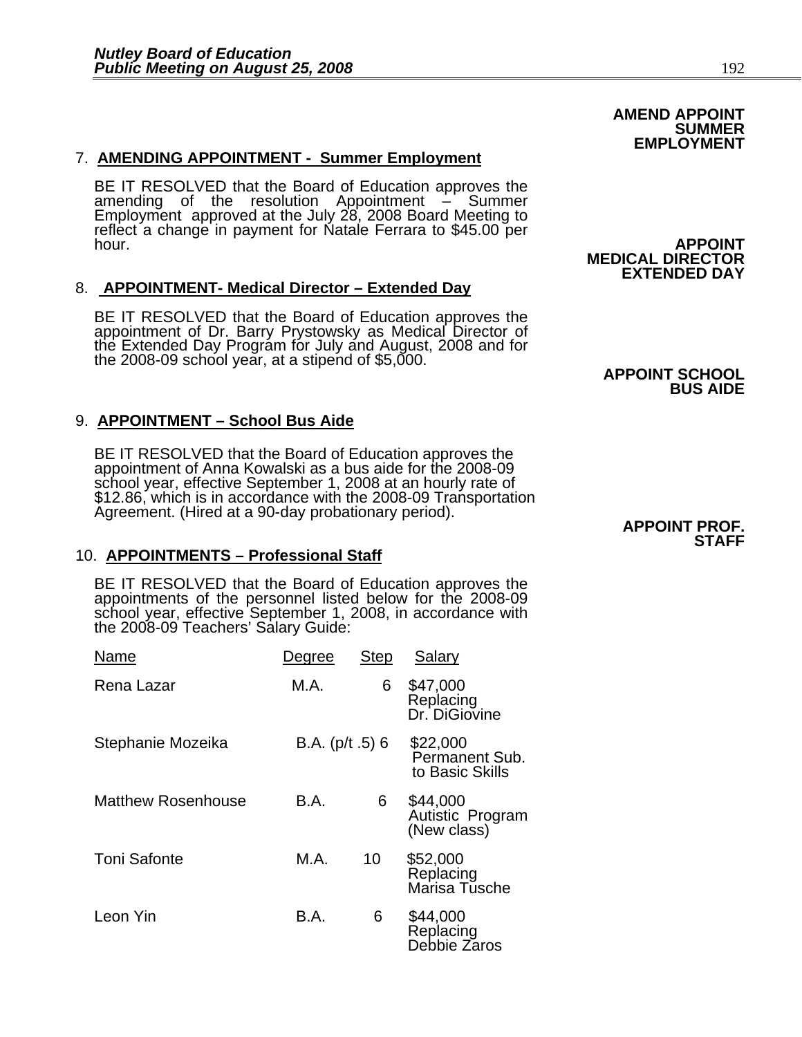**AMEND APPOINT SUMMER EMPLOYMENT**

7. **AMENDING APPOINTMENT - Summer Employment**

BE IT RESOLVED that the Board of Education approves the amending of the resolution Appointment – Summer Employment approved at the July 28, 2008 Board Meeting to reflect a change in payment for Natale Ferrara to $45.00 per hour.

**APPOINT MEDICAL DIRECTOR EXTENDED DAY**

8. **APPOINTMENT- Medical Director – Extended Day**

BE IT RESOLVED that the Board of Education approves the appointment of Dr. Barry Prystowsky as Medical Director of the Extended Day Program for July and August, 2008 and for the 2008-09 school year, at a stipend of $5,000.

**APPOINT SCHOOL BUS AIDE**

9. **APPOINTMENT – School Bus Aide**

BE IT RESOLVED that the Board of Education approves the appointment of Anna Kowalski as a bus aide for the 2008-09 school year, effective September 1, 2008 at an hourly rate of $12.86, which is in accordance with the 2008-09 Transportation Agreement. (Hired at a 90-day probationary period).

**APPOINT PROF. STAFF**

10. **APPOINTMENTS – Professional Staff**

BE IT RESOLVED that the Board of Education approves the appointments of the personnel listed below for the 2008-09 school year, effective September 1, 2008, in accordance with the 2008-09 Teachers' Salary Guide:

| Name | Degree | Step | Salary |
|---|---|---|---|
| Rena Lazar | M.A. | 6 | $47,000 Replacing Dr. DiGiovine |
| Stephanie Mozeika | B.A. (p/t .5) | 6 | $22,000 Permanent Sub. to Basic Skills |
| Matthew Rosenhouse | B.A. | 6 | $44,000 Autistic Program (New class) |
| Toni Safonte | M.A. | 10 | $52,000 Replacing Marisa Tusche |
| Leon Yin | B.A. | 6 | $44,000 Replacing Debbie Zaros |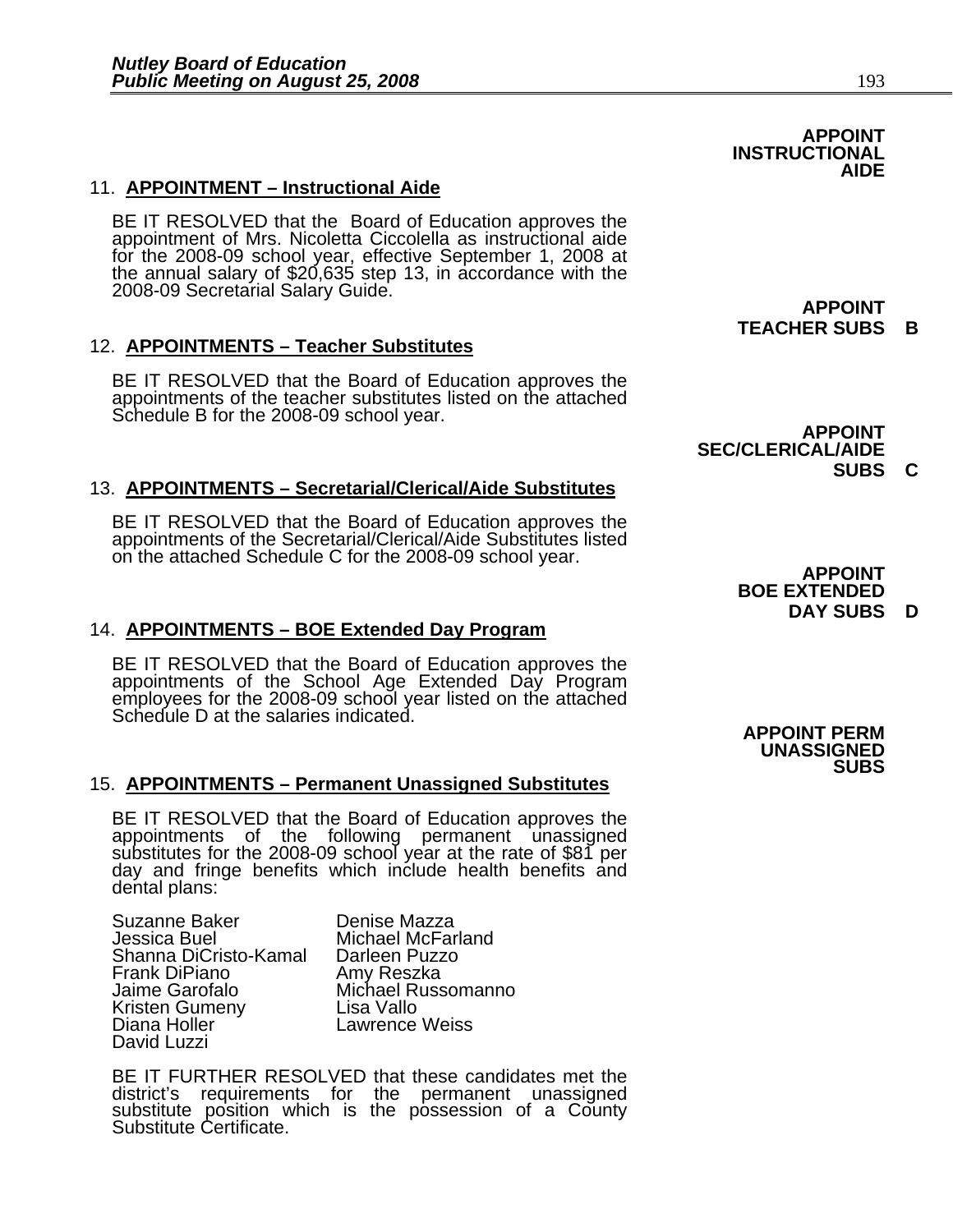**APPOINT INSTRUCTIONAL AIDE**

11. **APPOINTMENT – Instructional Aide**

BE IT RESOLVED that the Board of Education approves the appointment of Mrs. Nicoletta Ciccolella as instructional aide for the 2008-09 school year, effective September 1, 2008 at the annual salary of $20,635 step 13, in accordance with the 2008-09 Secretarial Salary Guide.

**APPOINT TEACHER SUBS B**

12. **APPOINTMENTS – Teacher Substitutes**

BE IT RESOLVED that the Board of Education approves the appointments of the teacher substitutes listed on the attached Schedule B for the 2008-09 school year.

**APPOINT SEC/CLERICAL/AIDE SUBS C**

13. **APPOINTMENTS – Secretarial/Clerical/Aide Substitutes**

BE IT RESOLVED that the Board of Education approves the appointments of the Secretarial/Clerical/Aide Substitutes listed on the attached Schedule C for the 2008-09 school year.

**APPOINT BOE EXTENDED DAY SUBS D**

14. **APPOINTMENTS – BOE Extended Day Program**

BE IT RESOLVED that the Board of Education approves the appointments of the School Age Extended Day Program employees for the 2008-09 school year listed on the attached Schedule D at the salaries indicated.

**APPOINT PERM UNASSIGNED SUBS**

15. **APPOINTMENTS – Permanent Unassigned Substitutes**

BE IT RESOLVED that the Board of Education approves the appointments of the following permanent unassigned substitutes for the 2008-09 school year at the rate of $81 per day and fringe benefits which include health benefits and dental plans:

Suzanne Baker
Jessica Buel
Shanna DiCristo-Kamal
Frank DiPiano
Jaime Garofalo
Kristen Gumeny
Diana Holler
David Luzzi
Denise Mazza
Michael McFarland
Darleen Puzzo
Amy Reszka
Michael Russomanno
Lisa Vallo
Lawrence Weiss

BE IT FURTHER RESOLVED that these candidates met the district's requirements for the permanent unassigned substitute position which is the possession of a County Substitute Certificate.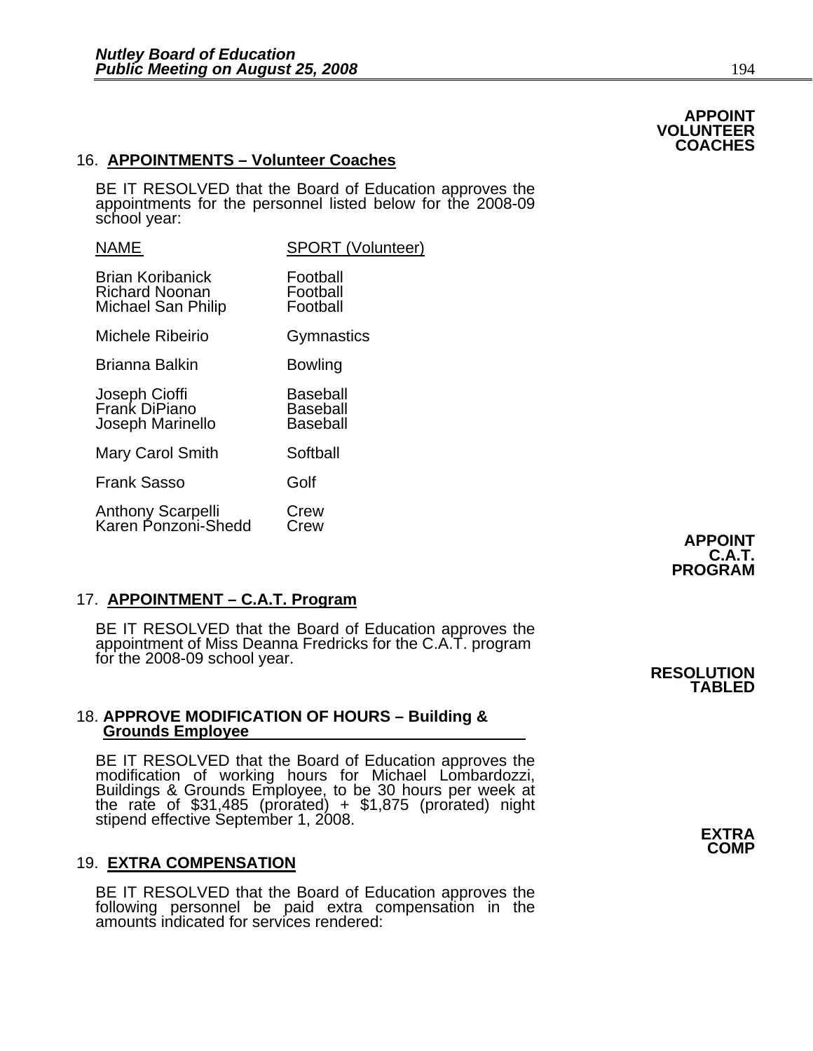**APPOINT VOLUNTEER COACHES**

16. **APPOINTMENTS – Volunteer Coaches**

BE IT RESOLVED that the Board of Education approves the appointments for the personnel listed below for the 2008-09 school year:

| NAME | SPORT (Volunteer) |
|---|---|
| Brian Koribanick | Football |
| Richard Noonan | Football |
| Michael San Philip | Football |
| Michele Ribeirio | Gymnastics |
| Brianna Balkin | Bowling |
| Joseph Cioffi | Baseball |
| Frank DiPiano | Baseball |
| Joseph Marinello | Baseball |
| Mary Carol Smith | Softball |
| Frank Sasso | Golf |
| Anthony Scarpelli | Crew |
| Karen Ponzoni-Shedd | Crew |

**APPOINT C.A.T. PROGRAM**

17. **APPOINTMENT – C.A.T. Program**

BE IT RESOLVED that the Board of Education approves the appointment of Miss Deanna Fredricks for the C.A.T. program for the 2008-09 school year.

**RESOLUTION TABLED**

18. **APPROVE MODIFICATION OF HOURS – Building & Grounds Employee**

BE IT RESOLVED that the Board of Education approves the modification of working hours for Michael Lombardozzi, Buildings & Grounds Employee, to be 30 hours per week at the rate of $31,485 (prorated) + $1,875 (prorated) night stipend effective September 1, 2008.

**EXTRA COMP**

19. **EXTRA COMPENSATION**

BE IT RESOLVED that the Board of Education approves the following personnel be paid extra compensation in the amounts indicated for services rendered: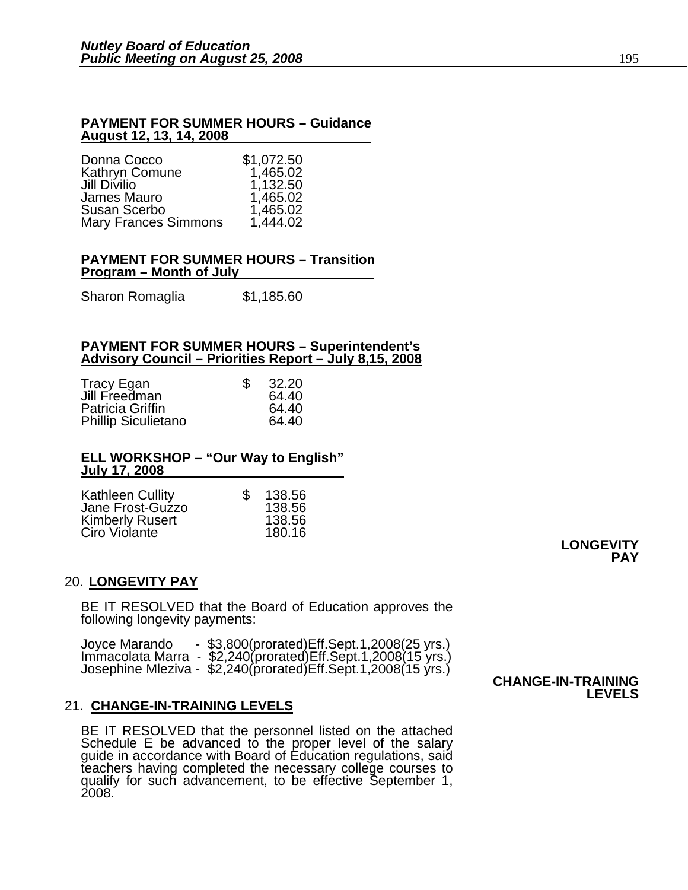**PAYMENT FOR SUMMER HOURS – Guidance**
**August 12, 13, 14, 2008**

| | |
|---|---|
| Donna Cocco | $1,072.50 |
| Kathryn Comune | 1,465.02 |
| Jill Divilio | 1,132.50 |
| James Mauro | 1,465.02 |
| Susan Scerbo | 1,465.02 |
| Mary Frances Simmons | 1,444.02 |

**PAYMENT FOR SUMMER HOURS – Transition**
**Program – Month of July**

| | |
|---|---|
| Sharon Romaglia | $1,185.60 |

**PAYMENT FOR SUMMER HOURS – Superintendent's**
**Advisory Council – Priorities Report – July 8,15, 2008**

| | |
|---|---|
| Tracy Egan | $ 32.20 |
| Jill Freedman | 64.40 |
| Patricia Griffin | 64.40 |
| Phillip Siculietano | 64.40 |

**ELL WORKSHOP – "Our Way to English"**
**July 17, 2008**

| | |
|---|---|
| Kathleen Cullity | $ 138.56 |
| Jane Frost-Guzzo | 138.56 |
| Kimberly Rusert | 138.56 |
| Ciro Violante | 180.16 |

**LONGEVITY PAY**

20. **LONGEVITY PAY**

BE IT RESOLVED that the Board of Education approves the following longevity payments:

Joyce Marando - $3,800(prorated)Eff.Sept.1,2008(25 yrs.)
Immacolata Marra - $2,240(prorated)Eff.Sept.1,2008(15 yrs.)
Josephine Mleziva - $2,240(prorated)Eff.Sept.1,2008(15 yrs.)

**CHANGE-IN-TRAINING LEVELS**

21. **CHANGE-IN-TRAINING LEVELS**

BE IT RESOLVED that the personnel listed on the attached Schedule E be advanced to the proper level of the salary guide in accordance with Board of Education regulations, said teachers having completed the necessary college courses to qualify for such advancement, to be effective September 1, 2008.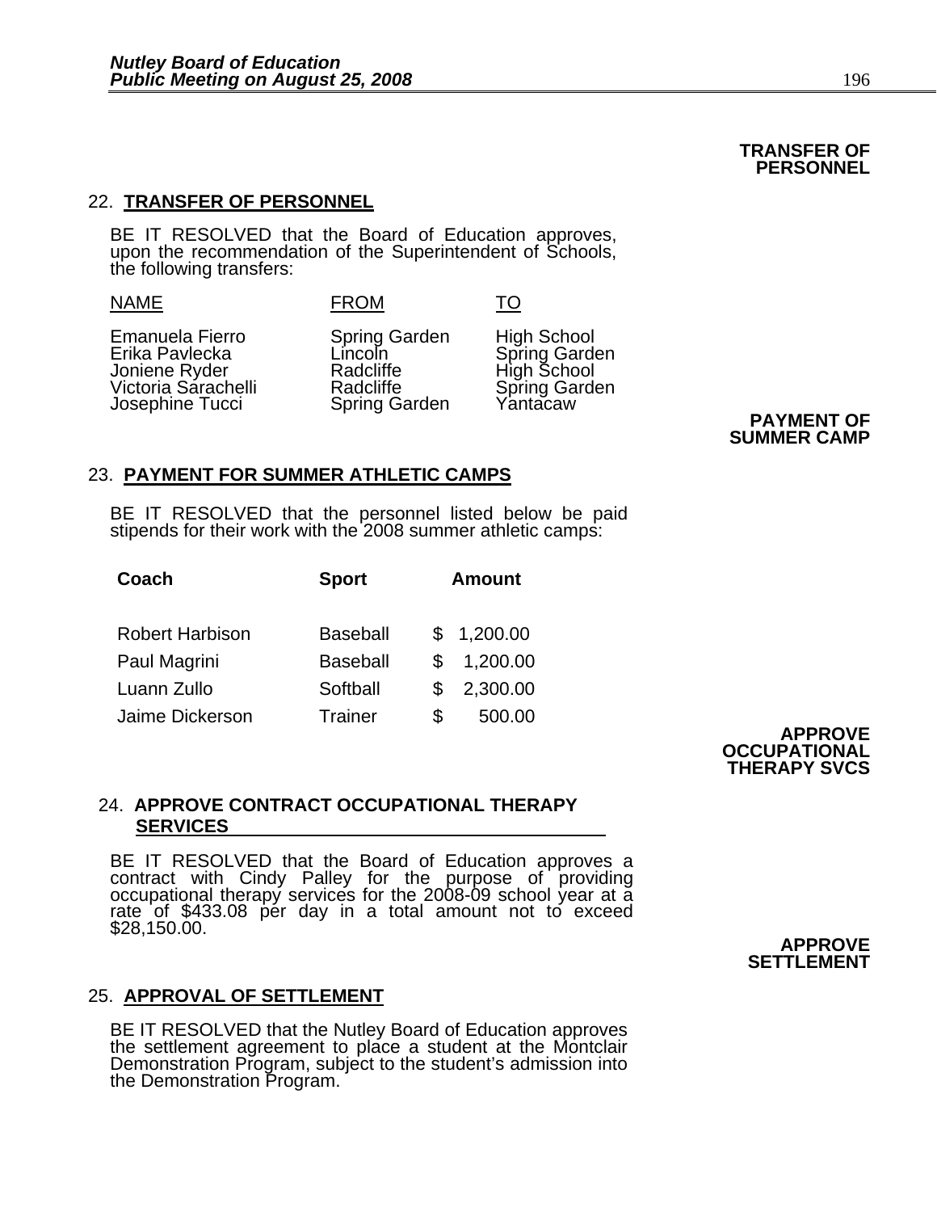**TRANSFER OF PERSONNEL**

22. **TRANSFER OF PERSONNEL**

BE IT RESOLVED that the Board of Education approves, upon the recommendation of the Superintendent of Schools, the following transfers:

| NAME | FROM | TO |
|---|---|---|
| Emanuela Fierro | Spring Garden | High School |
| Erika Pavlecka | Lincoln | Spring Garden |
| Joniene Ryder | Radcliffe | High School |
| Victoria Sarachelli | Radcliffe | Spring Garden |
| Josephine Tucci | Spring Garden | Yantacaw |

**PAYMENT OF SUMMER CAMP**

23. **PAYMENT FOR SUMMER ATHLETIC CAMPS**

BE IT RESOLVED that the personnel listed below be paid stipends for their work with the 2008 summer athletic camps:

| Coach | Sport | Amount |
|---|---|---|
| Robert Harbison | Baseball | $ 1,200.00 |
| Paul Magrini | Baseball | $ 1,200.00 |
| Luann Zullo | Softball | $ 2,300.00 |
| Jaime Dickerson | Trainer | $ 500.00 |

**APPROVE OCCUPATIONAL THERAPY SVCS**

24. **APPROVE CONTRACT OCCUPATIONAL THERAPY SERVICES**

BE IT RESOLVED that the Board of Education approves a contract with Cindy Palley for the purpose of providing occupational therapy services for the 2008-09 school year at a rate of $433.08 per day in a total amount not to exceed $28,150.00.

**APPROVE SETTLEMENT**

25. **APPROVAL OF SETTLEMENT**

BE IT RESOLVED that the Nutley Board of Education approves the settlement agreement to place a student at the Montclair Demonstration Program, subject to the student's admission into the Demonstration Program.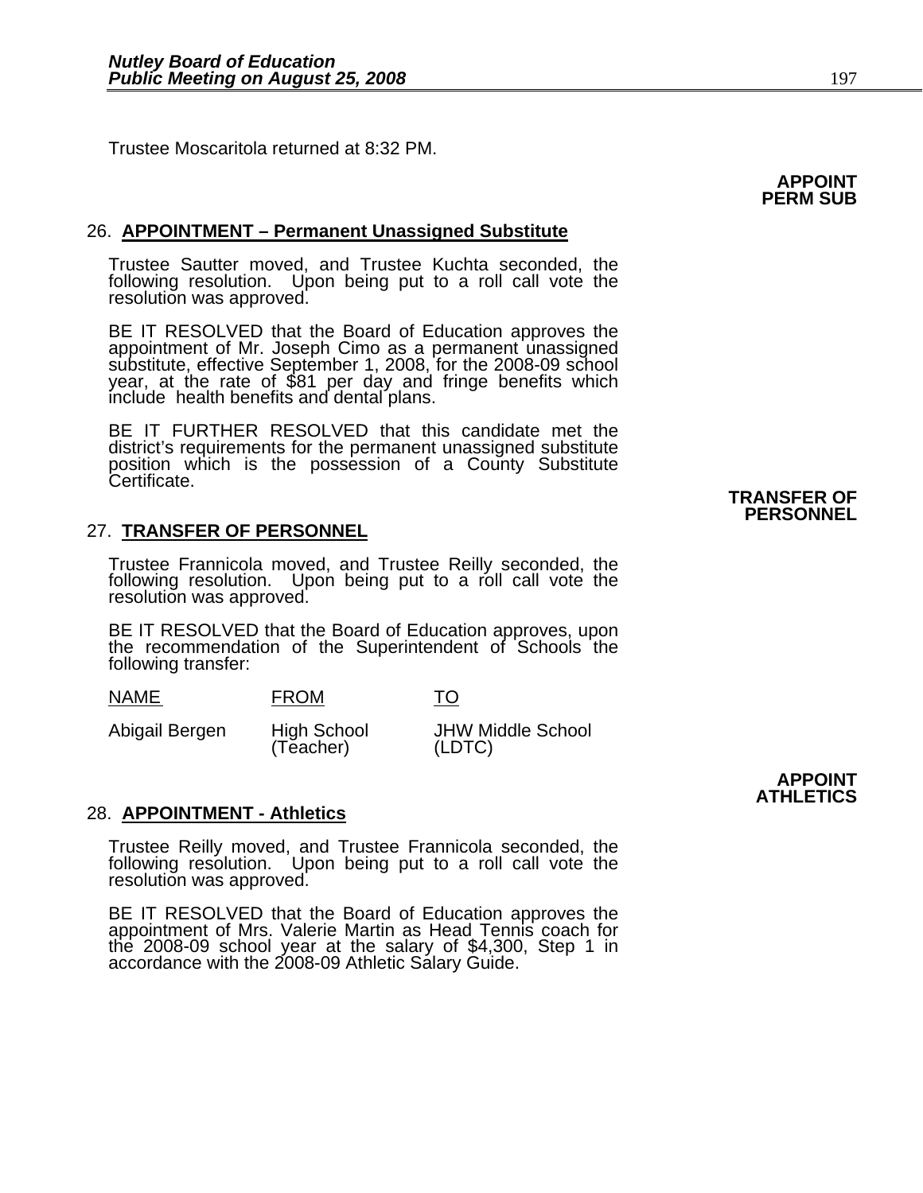Trustee Moscaritola returned at 8:32 PM.

**APPOINT PERM SUB**

## 26. APPOINTMENT – Permanent Unassigned Substitute

Trustee Sautter moved, and Trustee Kuchta seconded, the following resolution. Upon being put to a roll call vote the resolution was approved.

BE IT RESOLVED that the Board of Education approves the appointment of Mr. Joseph Cimo as a permanent unassigned substitute, effective September 1, 2008, for the 2008-09 school year, at the rate of $81 per day and fringe benefits which include health benefits and dental plans.

BE IT FURTHER RESOLVED that this candidate met the district's requirements for the permanent unassigned substitute position which is the possession of a County Substitute Certificate.

**TRANSFER OF PERSONNEL**

## 27. TRANSFER OF PERSONNEL

Trustee Frannicola moved, and Trustee Reilly seconded, the following resolution. Upon being put to a roll call vote the resolution was approved.

BE IT RESOLVED that the Board of Education approves, upon the recommendation of the Superintendent of Schools the following transfer:

| NAME | FROM | TO |
|---|---|---|
| Abigail Bergen | High School (Teacher) | JHW Middle School (LDTC) |

**APPOINT ATHLETICS**

## 28. APPOINTMENT - Athletics

Trustee Reilly moved, and Trustee Frannicola seconded, the following resolution. Upon being put to a roll call vote the resolution was approved.

BE IT RESOLVED that the Board of Education approves the appointment of Mrs. Valerie Martin as Head Tennis coach for the 2008-09 school year at the salary of $4,300, Step 1 in accordance with the 2008-09 Athletic Salary Guide.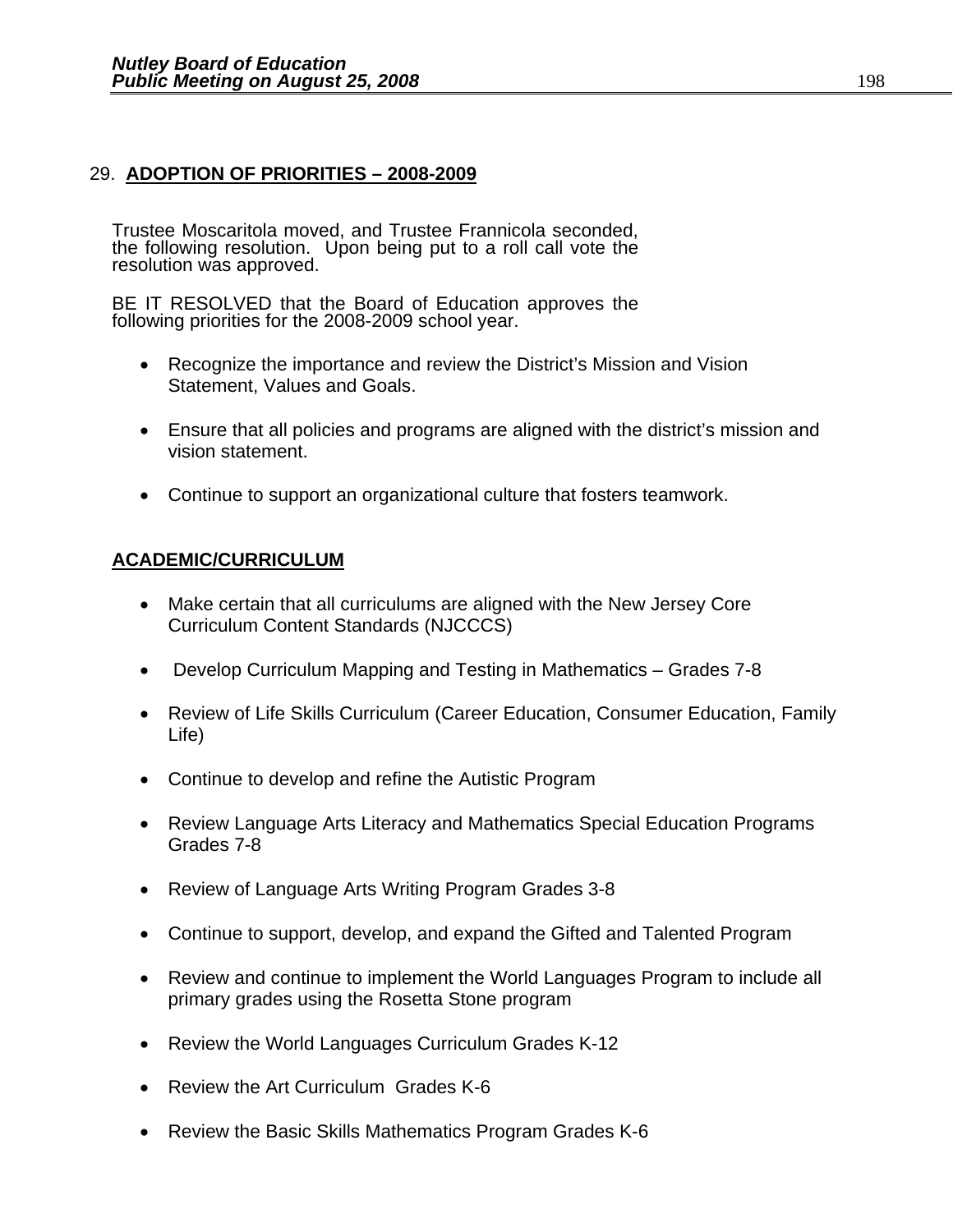## 29. **ADOPTION OF PRIORITIES – 2008-2009**

Trustee Moscaritola moved, and Trustee Frannicola seconded, the following resolution. Upon being put to a roll call vote the resolution was approved.

BE IT RESOLVED that the Board of Education approves the following priorities for the 2008-2009 school year.

- Recognize the importance and review the District's Mission and Vision Statement, Values and Goals.
- Ensure that all policies and programs are aligned with the district's mission and vision statement.
- Continue to support an organizational culture that fosters teamwork.

### **ACADEMIC/CURRICULUM**

- Make certain that all curriculums are aligned with the New Jersey Core Curriculum Content Standards (NJCCCS)
- Develop Curriculum Mapping and Testing in Mathematics – Grades 7-8
- Review of Life Skills Curriculum (Career Education, Consumer Education, Family Life)
- Continue to develop and refine the Autistic Program
- Review Language Arts Literacy and Mathematics Special Education Programs Grades 7-8
- Review of Language Arts Writing Program Grades 3-8
- Continue to support, develop, and expand the Gifted and Talented Program
- Review and continue to implement the World Languages Program to include all primary grades using the Rosetta Stone program
- Review the World Languages Curriculum Grades K-12
- Review the Art Curriculum Grades K-6
- Review the Basic Skills Mathematics Program Grades K-6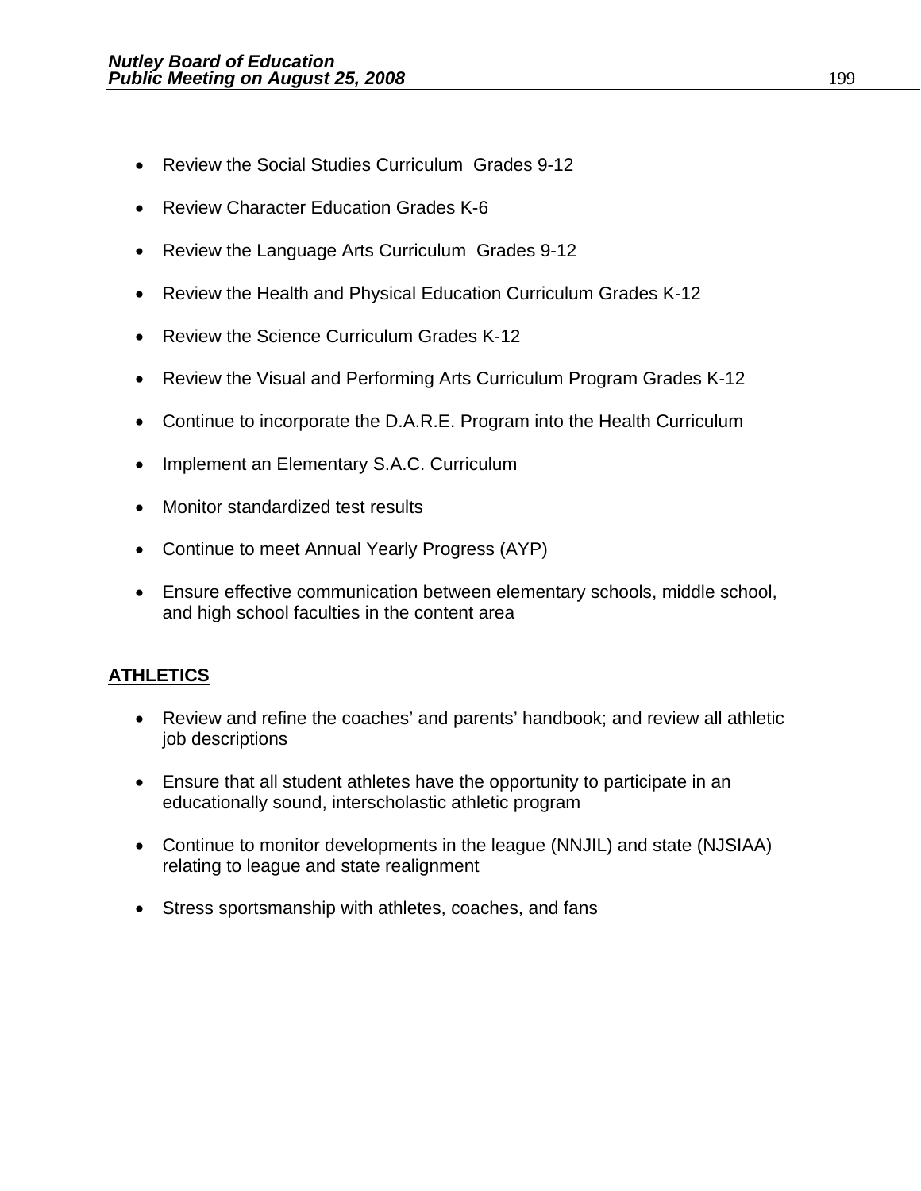- Review the Social Studies Curriculum  Grades 9-12
- Review Character Education Grades K-6
- Review the Language Arts Curriculum  Grades 9-12
- Review the Health and Physical Education Curriculum Grades K-12
- Review the Science Curriculum Grades K-12
- Review the Visual and Performing Arts Curriculum Program Grades K-12
- Continue to incorporate the D.A.R.E. Program into the Health Curriculum
- Implement an Elementary S.A.C. Curriculum
- Monitor standardized test results
- Continue to meet Annual Yearly Progress (AYP)
- Ensure effective communication between elementary schools, middle school, and high school faculties in the content area

## ATHLETICS

- Review and refine the coaches' and parents' handbook; and review all athletic job descriptions
- Ensure that all student athletes have the opportunity to participate in an educationally sound, interscholastic athletic program
- Continue to monitor developments in the league (NNJIL) and state (NJSIAA) relating to league and state realignment
- Stress sportsmanship with athletes, coaches, and fans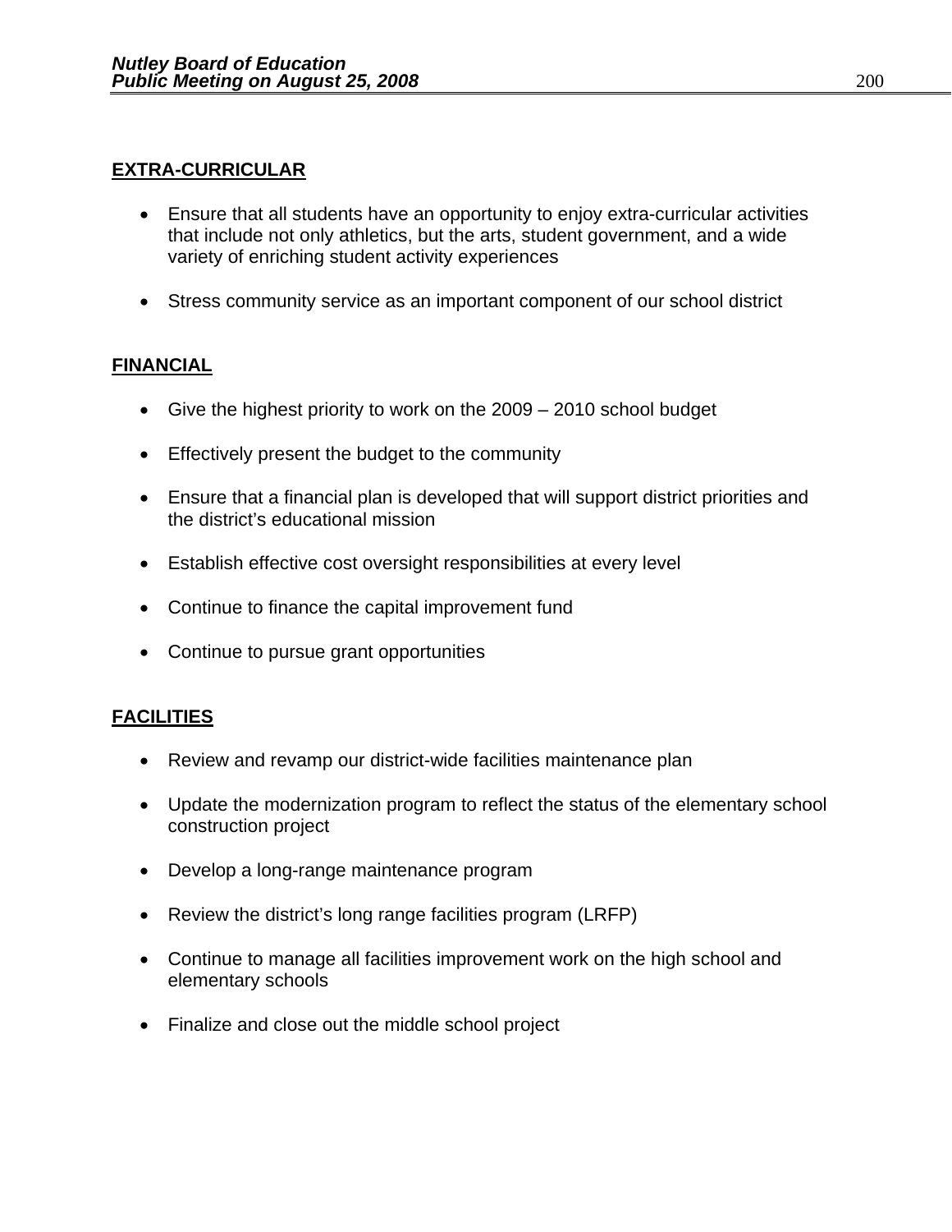**EXTRA-CURRICULAR**

- Ensure that all students have an opportunity to enjoy extra-curricular activities that include not only athletics, but the arts, student government, and a wide variety of enriching student activity experiences

- Stress community service as an important component of our school district

**FINANCIAL**

- Give the highest priority to work on the 2009 – 2010 school budget

- Effectively present the budget to the community

- Ensure that a financial plan is developed that will support district priorities and the district's educational mission

- Establish effective cost oversight responsibilities at every level

- Continue to finance the capital improvement fund

- Continue to pursue grant opportunities

**FACILITIES**

- Review and revamp our district-wide facilities maintenance plan

- Update the modernization program to reflect the status of the elementary school construction project

- Develop a long-range maintenance program

- Review the district's long range facilities program (LRFP)

- Continue to manage all facilities improvement work on the high school and elementary schools

- Finalize and close out the middle school project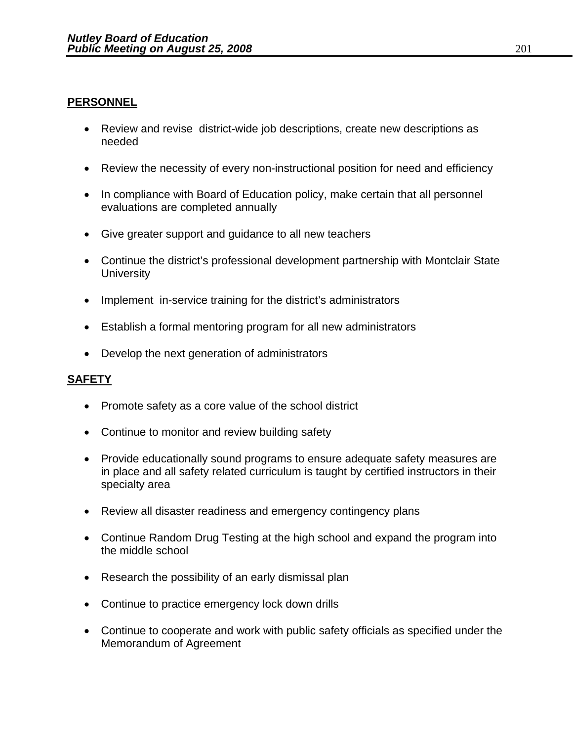## PERSONNEL

- Review and revise district-wide job descriptions, create new descriptions as needed
- Review the necessity of every non-instructional position for need and efficiency
- In compliance with Board of Education policy, make certain that all personnel evaluations are completed annually
- Give greater support and guidance to all new teachers
- Continue the district's professional development partnership with Montclair State University
- Implement in-service training for the district's administrators
- Establish a formal mentoring program for all new administrators
- Develop the next generation of administrators

## SAFETY

- Promote safety as a core value of the school district
- Continue to monitor and review building safety
- Provide educationally sound programs to ensure adequate safety measures are in place and all safety related curriculum is taught by certified instructors in their specialty area
- Review all disaster readiness and emergency contingency plans
- Continue Random Drug Testing at the high school and expand the program into the middle school
- Research the possibility of an early dismissal plan
- Continue to practice emergency lock down drills
- Continue to cooperate and work with public safety officials as specified under the Memorandum of Agreement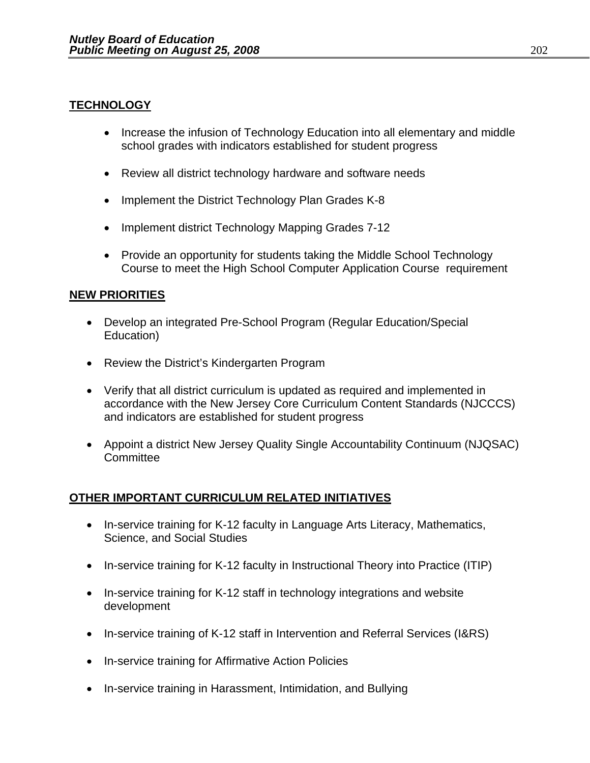## TECHNOLOGY

- Increase the infusion of Technology Education into all elementary and middle school grades with indicators established for student progress
- Review all district technology hardware and software needs
- Implement the District Technology Plan Grades K-8
- Implement district Technology Mapping Grades 7-12
- Provide an opportunity for students taking the Middle School Technology Course to meet the High School Computer Application Course requirement

## NEW PRIORITIES

- Develop an integrated Pre-School Program (Regular Education/Special Education)
- Review the District's Kindergarten Program
- Verify that all district curriculum is updated as required and implemented in accordance with the New Jersey Core Curriculum Content Standards (NJCCCS) and indicators are established for student progress
- Appoint a district New Jersey Quality Single Accountability Continuum (NJQSAC) Committee

## OTHER IMPORTANT CURRICULUM RELATED INITIATIVES

- In-service training for K-12 faculty in Language Arts Literacy, Mathematics, Science, and Social Studies
- In-service training for K-12 faculty in Instructional Theory into Practice (ITIP)
- In-service training for K-12 staff in technology integrations and website development
- In-service training of K-12 staff in Intervention and Referral Services (I&RS)
- In-service training for Affirmative Action Policies
- In-service training in Harassment, Intimidation, and Bullying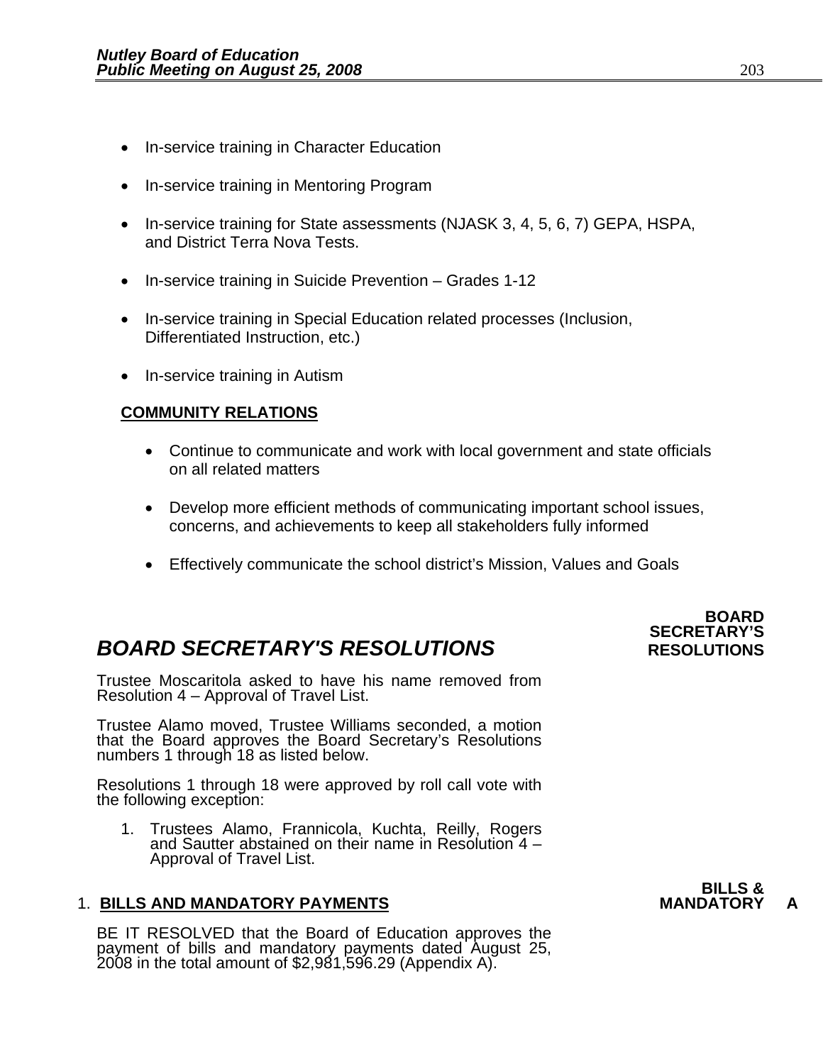- In-service training in Character Education
- In-service training in Mentoring Program
- In-service training for State assessments (NJASK 3, 4, 5, 6, 7) GEPA, HSPA, and District Terra Nova Tests.
- In-service training in Suicide Prevention – Grades 1-12
- In-service training in Special Education related processes (Inclusion, Differentiated Instruction, etc.)
- In-service training in Autism

**COMMUNITY RELATIONS**

- Continue to communicate and work with local government and state officials on all related matters
- Develop more efficient methods of communicating important school issues, concerns, and achievements to keep all stakeholders fully informed
- Effectively communicate the school district's Mission, Values and Goals

**BOARD SECRETARY'S RESOLUTIONS**

# *BOARD SECRETARY'S RESOLUTIONS*

Trustee Moscaritola asked to have his name removed from Resolution 4 – Approval of Travel List.

Trustee Alamo moved, Trustee Williams seconded, a motion that the Board approves the Board Secretary's Resolutions numbers 1 through 18 as listed below.

Resolutions 1 through 18 were approved by roll call vote with the following exception:

1. Trustees Alamo, Frannicola, Kuchta, Reilly, Rogers and Sautter abstained on their name in Resolution 4 – Approval of Travel List.

**BILLS & MANDATORY A**

1. **BILLS AND MANDATORY PAYMENTS**

BE IT RESOLVED that the Board of Education approves the payment of bills and mandatory payments dated August 25, 2008 in the total amount of $2,981,596.29 (Appendix A).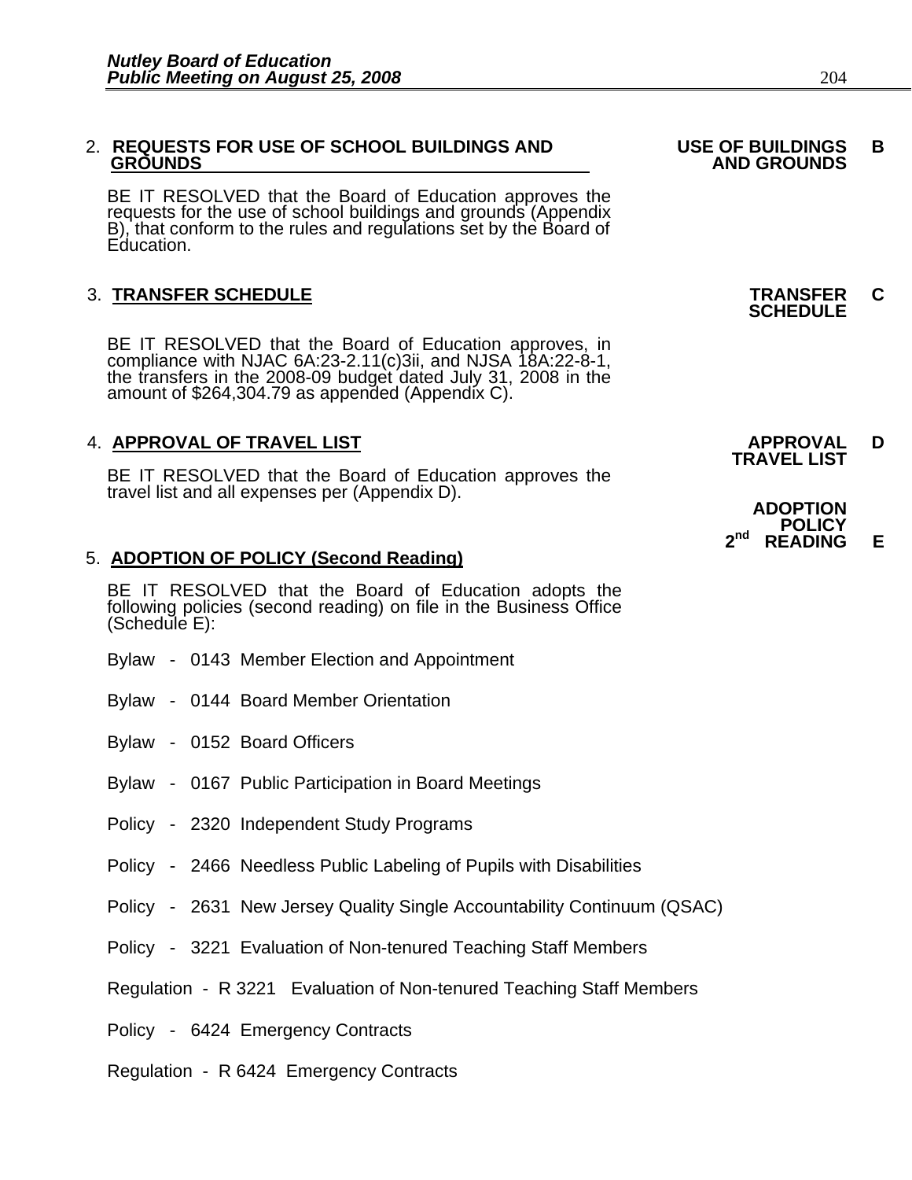2. **REQUESTS FOR USE OF SCHOOL BUILDINGS AND GROUNDS** — **USE OF BUILDINGS AND GROUNDS B**

BE IT RESOLVED that the Board of Education approves the requests for the use of school buildings and grounds (Appendix B), that conform to the rules and regulations set by the Board of Education.

3. **TRANSFER SCHEDULE** — **TRANSFER SCHEDULE C**

BE IT RESOLVED that the Board of Education approves, in compliance with NJAC 6A:23-2.11(c)3ii, and NJSA 18A:22-8-1, the transfers in the 2008-09 budget dated July 31, 2008 in the amount of $264,304.79 as appended (Appendix C).

4. **APPROVAL OF TRAVEL LIST** — **APPROVAL TRAVEL LIST D**

BE IT RESOLVED that the Board of Education approves the travel list and all expenses per (Appendix D).

5. **ADOPTION OF POLICY (Second Reading)** — **ADOPTION POLICY 2nd READING E**

BE IT RESOLVED that the Board of Education adopts the following policies (second reading) on file in the Business Office (Schedule E):

Bylaw - 0143 Member Election and Appointment

Bylaw - 0144 Board Member Orientation

Bylaw - 0152 Board Officers

Bylaw - 0167 Public Participation in Board Meetings

Policy - 2320 Independent Study Programs

Policy - 2466 Needless Public Labeling of Pupils with Disabilities

Policy - 2631 New Jersey Quality Single Accountability Continuum (QSAC)

Policy - 3221 Evaluation of Non-tenured Teaching Staff Members

Regulation - R 3221 Evaluation of Non-tenured Teaching Staff Members

Policy - 6424 Emergency Contracts

Regulation - R 6424 Emergency Contracts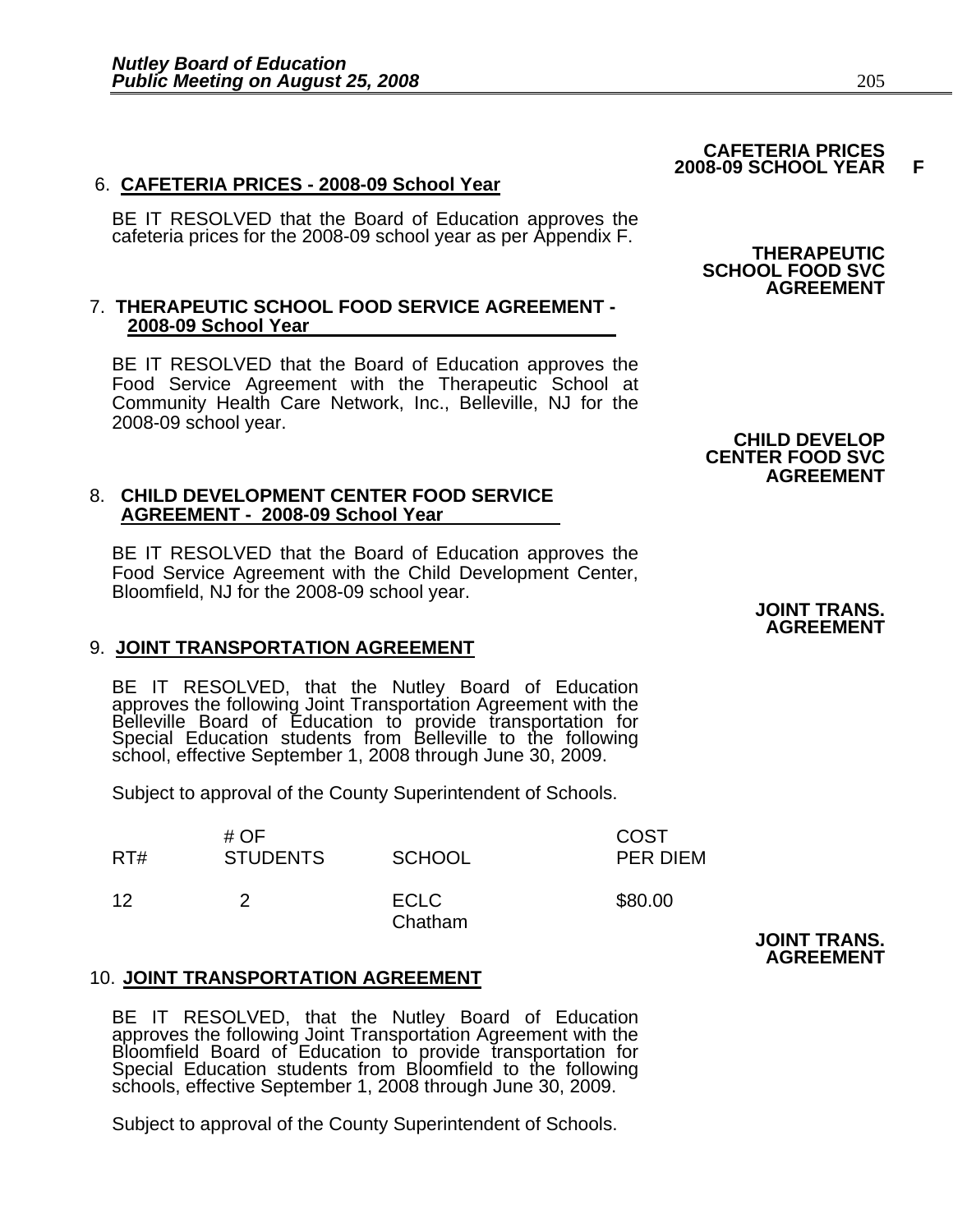**CAFETERIA PRICES 2008-09 SCHOOL YEAR F**

6. **CAFETERIA PRICES - 2008-09 School Year**

BE IT RESOLVED that the Board of Education approves the cafeteria prices for the 2008-09 school year as per Appendix F.

**THERAPEUTIC SCHOOL FOOD SVC AGREEMENT**

7. **THERAPEUTIC SCHOOL FOOD SERVICE AGREEMENT - 2008-09 School Year**

BE IT RESOLVED that the Board of Education approves the Food Service Agreement with the Therapeutic School at Community Health Care Network, Inc., Belleville, NJ for the 2008-09 school year.

**CHILD DEVELOP CENTER FOOD SVC AGREEMENT**

8. **CHILD DEVELOPMENT CENTER FOOD SERVICE AGREEMENT - 2008-09 School Year**

BE IT RESOLVED that the Board of Education approves the Food Service Agreement with the Child Development Center, Bloomfield, NJ for the 2008-09 school year.

**JOINT TRANS. AGREEMENT**

9. **JOINT TRANSPORTATION AGREEMENT**

BE IT RESOLVED, that the Nutley Board of Education approves the following Joint Transportation Agreement with the Belleville Board of Education to provide transportation for Special Education students from Belleville to the following school, effective September 1, 2008 through June 30, 2009.

Subject to approval of the County Superintendent of Schools.

| RT# | # OF STUDENTS | SCHOOL | COST PER DIEM |
|---|---|---|---|
| 12 | 2 | ECLC Chatham | $80.00 |

**JOINT TRANS. AGREEMENT**

10. **JOINT TRANSPORTATION AGREEMENT**

BE IT RESOLVED, that the Nutley Board of Education approves the following Joint Transportation Agreement with the Bloomfield Board of Education to provide transportation for Special Education students from Bloomfield to the following schools, effective September 1, 2008 through June 30, 2009.

Subject to approval of the County Superintendent of Schools.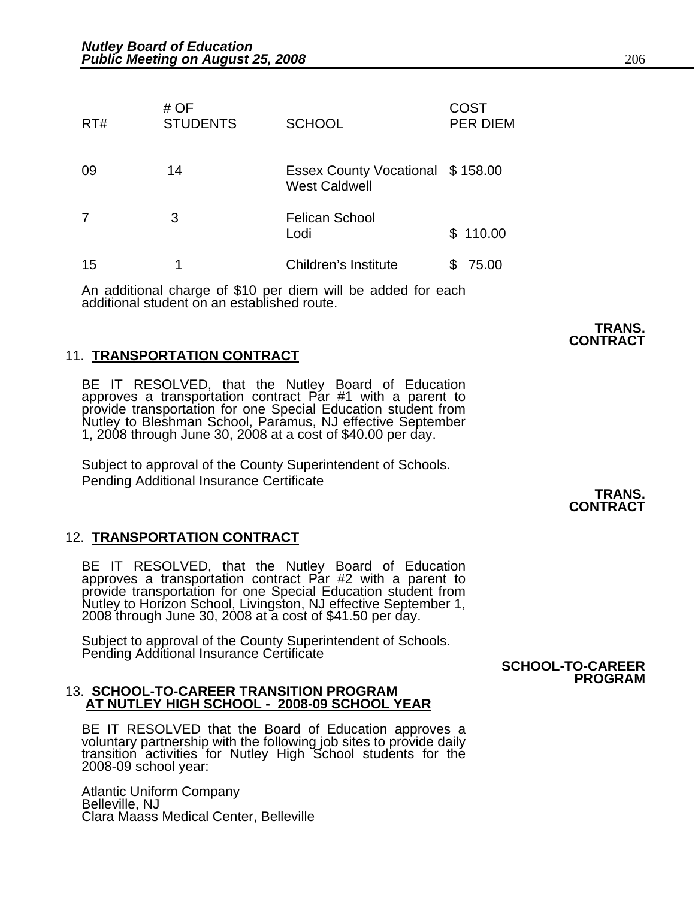| RT# | # OF STUDENTS | SCHOOL | COST PER DIEM |
|---|---|---|---|
| 09 | 14 | Essex County Vocational West Caldwell | $ 158.00 |
| 7 | 3 | Felican School Lodi | $ 110.00 |
| 15 | 1 | Children's Institute | $ 75.00 |

An additional charge of $10 per diem will be added for each additional student on an established route.

**TRANS. CONTRACT**

11. **TRANSPORTATION CONTRACT**

BE IT RESOLVED, that the Nutley Board of Education approves a transportation contract Par #1 with a parent to provide transportation for one Special Education student from Nutley to Bleshman School, Paramus, NJ effective September 1, 2008 through June 30, 2008 at a cost of $40.00 per day.

Subject to approval of the County Superintendent of Schools.
Pending Additional Insurance Certificate

**TRANS. CONTRACT**

12. **TRANSPORTATION CONTRACT**

BE IT RESOLVED, that the Nutley Board of Education approves a transportation contract Par #2 with a parent to provide transportation for one Special Education student from Nutley to Horizon School, Livingston, NJ effective September 1, 2008 through June 30, 2008 at a cost of $41.50 per day.

Subject to approval of the County Superintendent of Schools.
Pending Additional Insurance Certificate

**SCHOOL-TO-CAREER PROGRAM**

13. **SCHOOL-TO-CAREER TRANSITION PROGRAM AT NUTLEY HIGH SCHOOL - 2008-09 SCHOOL YEAR**

BE IT RESOLVED that the Board of Education approves a voluntary partnership with the following job sites to provide daily transition activities for Nutley High School students for the 2008-09 school year:

Atlantic Uniform Company
Belleville, NJ
Clara Maass Medical Center, Belleville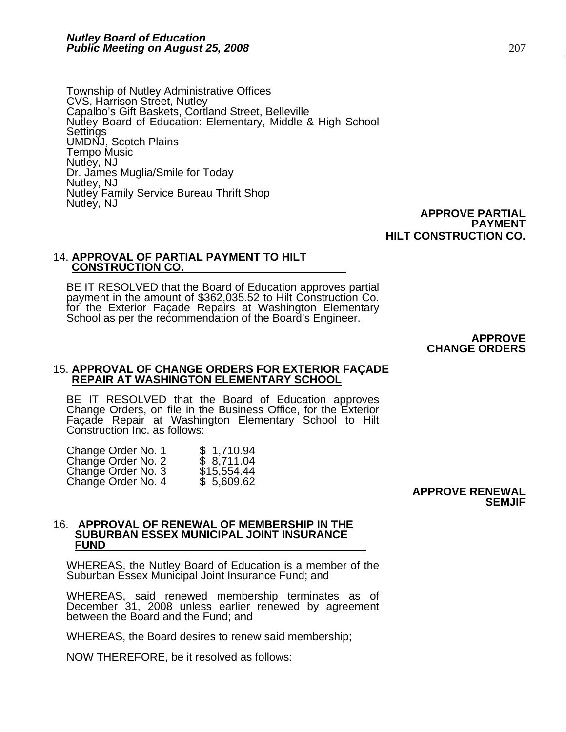Township of Nutley Administrative Offices
CVS, Harrison Street, Nutley
Capalbo's Gift Baskets, Cortland Street, Belleville
Nutley Board of Education: Elementary, Middle & High School Settings
UMDNJ, Scotch Plains
Tempo Music
Nutley, NJ
Dr. James Muglia/Smile for Today
Nutley, NJ
Nutley Family Service Bureau Thrift Shop
Nutley, NJ

**APPROVE PARTIAL PAYMENT HILT CONSTRUCTION CO.**

14. **APPROVAL OF PARTIAL PAYMENT TO HILT CONSTRUCTION CO.**

BE IT RESOLVED that the Board of Education approves partial payment in the amount of $362,035.52 to Hilt Construction Co. for the Exterior Façade Repairs at Washington Elementary School as per the recommendation of the Board's Engineer.

**APPROVE CHANGE ORDERS**

15. **APPROVAL OF CHANGE ORDERS FOR EXTERIOR FAÇADE REPAIR AT WASHINGTON ELEMENTARY SCHOOL**

BE IT RESOLVED that the Board of Education approves Change Orders, on file in the Business Office, for the Exterior Façade Repair at Washington Elementary School to Hilt Construction Inc. as follows:

| | |
|---|---|
| Change Order No. 1 | $ 1,710.94 |
| Change Order No. 2 | $ 8,711.04 |
| Change Order No. 3 | $15,554.44 |
| Change Order No. 4 | $ 5,609.62 |

**APPROVE RENEWAL SEMJIF**

16. **APPROVAL OF RENEWAL OF MEMBERSHIP IN THE SUBURBAN ESSEX MUNICIPAL JOINT INSURANCE FUND**

WHEREAS, the Nutley Board of Education is a member of the Suburban Essex Municipal Joint Insurance Fund; and

WHEREAS, said renewed membership terminates as of December 31, 2008 unless earlier renewed by agreement between the Board and the Fund; and

WHEREAS, the Board desires to renew said membership;

NOW THEREFORE, be it resolved as follows: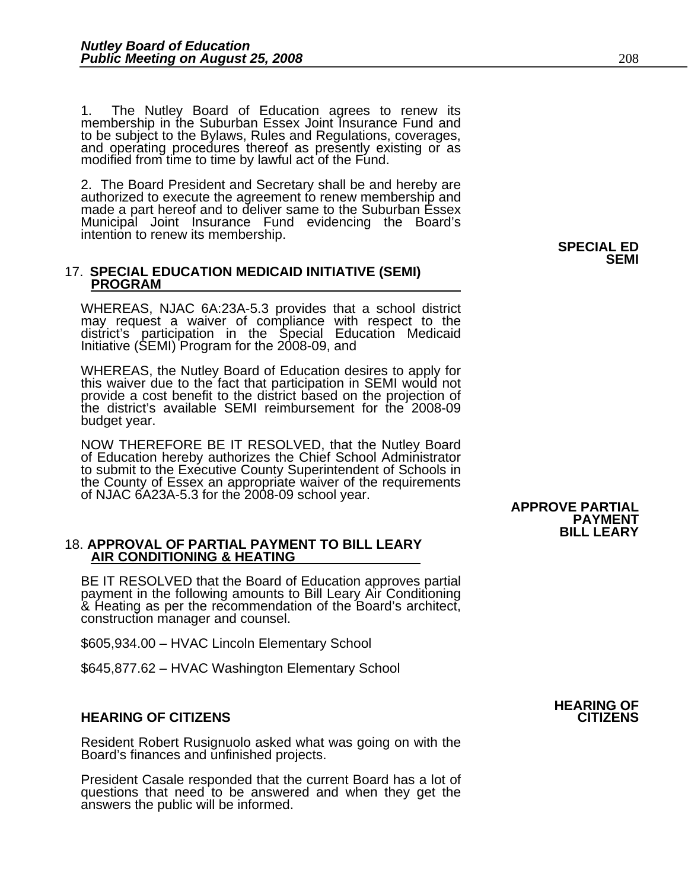1. The Nutley Board of Education agrees to renew its membership in the Suburban Essex Joint Insurance Fund and to be subject to the Bylaws, Rules and Regulations, coverages, and operating procedures thereof as presently existing or as modified from time to time by lawful act of the Fund.

2. The Board President and Secretary shall be and hereby are authorized to execute the agreement to renew membership and made a part hereof and to deliver same to the Suburban Essex Municipal Joint Insurance Fund evidencing the Board's intention to renew its membership.

**SPECIAL ED SEMI**

17. **SPECIAL EDUCATION MEDICAID INITIATIVE (SEMI) PROGRAM**

WHEREAS, NJAC 6A:23A-5.3 provides that a school district may request a waiver of compliance with respect to the district's participation in the Special Education Medicaid Initiative (SEMI) Program for the 2008-09, and

WHEREAS, the Nutley Board of Education desires to apply for this waiver due to the fact that participation in SEMI would not provide a cost benefit to the district based on the projection of the district's available SEMI reimbursement for the 2008-09 budget year.

NOW THEREFORE BE IT RESOLVED, that the Nutley Board of Education hereby authorizes the Chief School Administrator to submit to the Executive County Superintendent of Schools in the County of Essex an appropriate waiver of the requirements of NJAC 6A23A-5.3 for the 2008-09 school year.

**APPROVE PARTIAL PAYMENT BILL LEARY**

18. **APPROVAL OF PARTIAL PAYMENT TO BILL LEARY AIR CONDITIONING & HEATING**

BE IT RESOLVED that the Board of Education approves partial payment in the following amounts to Bill Leary Air Conditioning & Heating as per the recommendation of the Board's architect, construction manager and counsel.

$605,934.00 – HVAC Lincoln Elementary School

$645,877.62 – HVAC Washington Elementary School

**HEARING OF CITIZENS**

Resident Robert Rusignuolo asked what was going on with the Board's finances and unfinished projects.

President Casale responded that the current Board has a lot of questions that need to be answered and when they get the answers the public will be informed.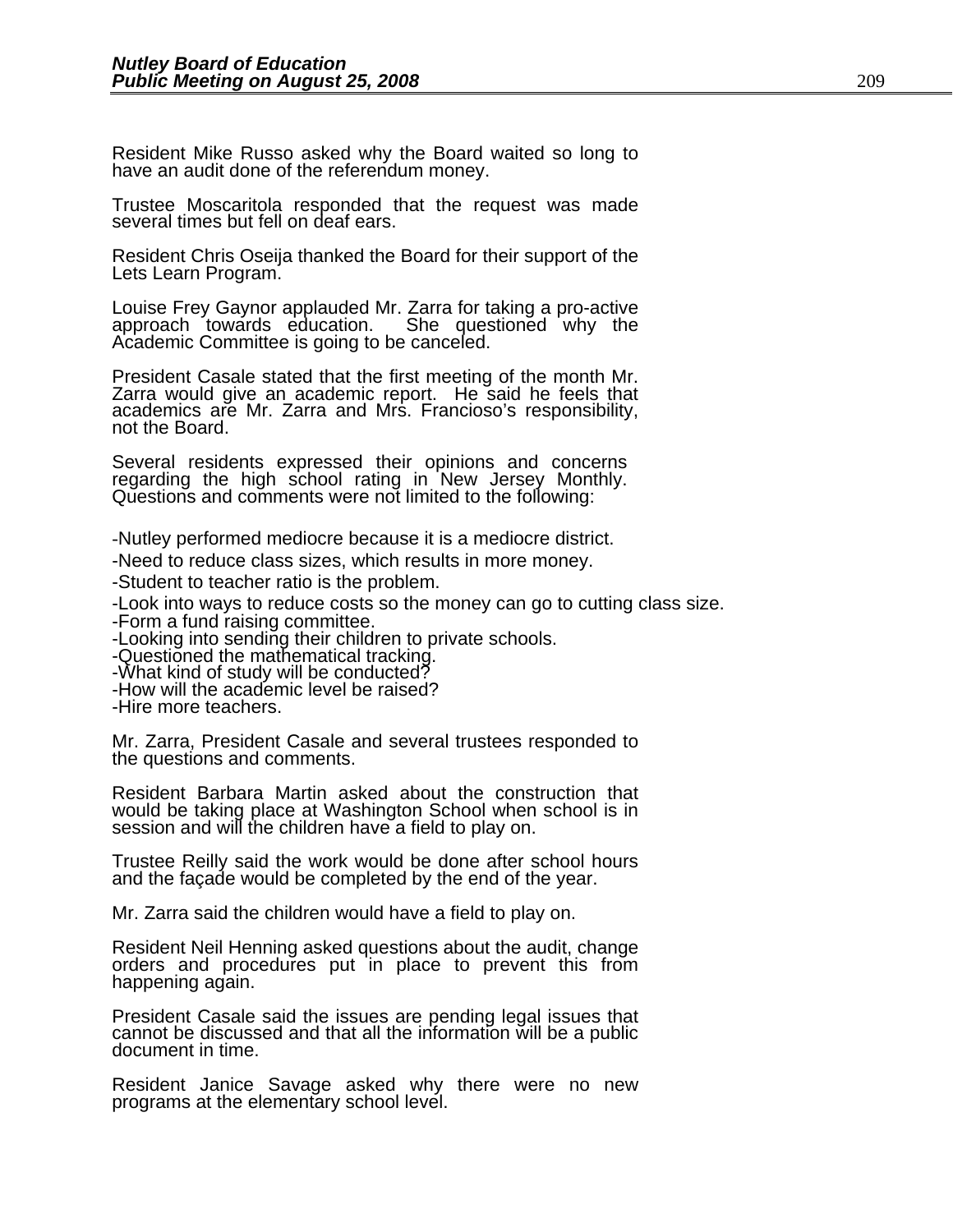Resident Mike Russo asked why the Board waited so long to have an audit done of the referendum money.

Trustee Moscaritola responded that the request was made several times but fell on deaf ears.

Resident Chris Oseija thanked the Board for their support of the Lets Learn Program.

Louise Frey Gaynor applauded Mr. Zarra for taking a pro-active approach towards education. She questioned why the Academic Committee is going to be canceled.

President Casale stated that the first meeting of the month Mr. Zarra would give an academic report. He said he feels that academics are Mr. Zarra and Mrs. Francioso's responsibility, not the Board.

Several residents expressed their opinions and concerns regarding the high school rating in New Jersey Monthly. Questions and comments were not limited to the following:

- -Nutley performed mediocre because it is a mediocre district.
- -Need to reduce class sizes, which results in more money.
- -Student to teacher ratio is the problem.
- -Look into ways to reduce costs so the money can go to cutting class size.
- -Form a fund raising committee.
- -Looking into sending their children to private schools.
- -Questioned the mathematical tracking.
- -What kind of study will be conducted?
- -How will the academic level be raised?
- -Hire more teachers.

Mr. Zarra, President Casale and several trustees responded to the questions and comments.

Resident Barbara Martin asked about the construction that would be taking place at Washington School when school is in session and will the children have a field to play on.

Trustee Reilly said the work would be done after school hours and the façade would be completed by the end of the year.

Mr. Zarra said the children would have a field to play on.

Resident Neil Henning asked questions about the audit, change orders and procedures put in place to prevent this from happening again.

President Casale said the issues are pending legal issues that cannot be discussed and that all the information will be a public document in time.

Resident Janice Savage asked why there were no new programs at the elementary school level.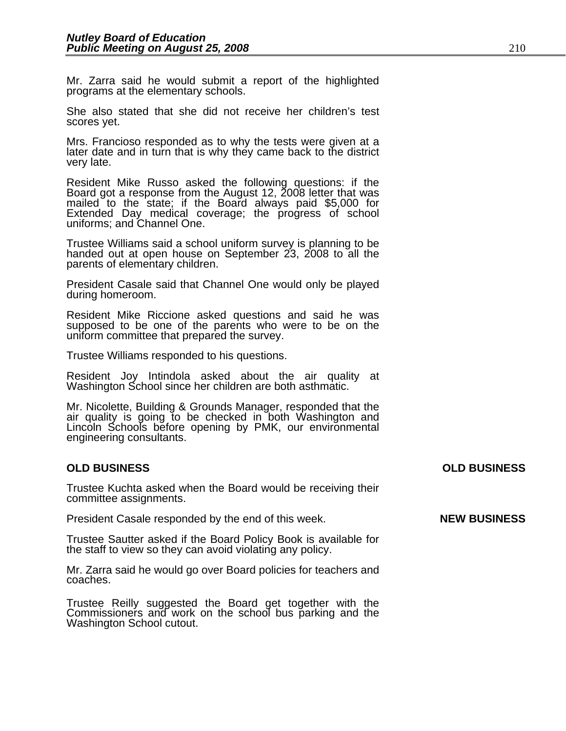Mr. Zarra said he would submit a report of the highlighted programs at the elementary schools.

She also stated that she did not receive her children's test scores yet.

Mrs. Francioso responded as to why the tests were given at a later date and in turn that is why they came back to the district very late.

Resident Mike Russo asked the following questions: if the Board got a response from the August 12, 2008 letter that was mailed to the state; if the Board always paid $5,000 for Extended Day medical coverage; the progress of school uniforms; and Channel One.

Trustee Williams said a school uniform survey is planning to be handed out at open house on September 23, 2008 to all the parents of elementary children.

President Casale said that Channel One would only be played during homeroom.

Resident Mike Riccione asked questions and said he was supposed to be one of the parents who were to be on the uniform committee that prepared the survey.

Trustee Williams responded to his questions.

Resident Joy Intindola asked about the air quality at Washington School since her children are both asthmatic.

Mr. Nicolette, Building & Grounds Manager, responded that the air quality is going to be checked in both Washington and Lincoln Schools before opening by PMK, our environmental engineering consultants.

## OLD BUSINESS

Trustee Kuchta asked when the Board would be receiving their committee assignments.

President Casale responded by the end of this week.

## NEW BUSINESS

Trustee Sautter asked if the Board Policy Book is available for the staff to view so they can avoid violating any policy.

Mr. Zarra said he would go over Board policies for teachers and coaches.

Trustee Reilly suggested the Board get together with the Commissioners and work on the school bus parking and the Washington School cutout.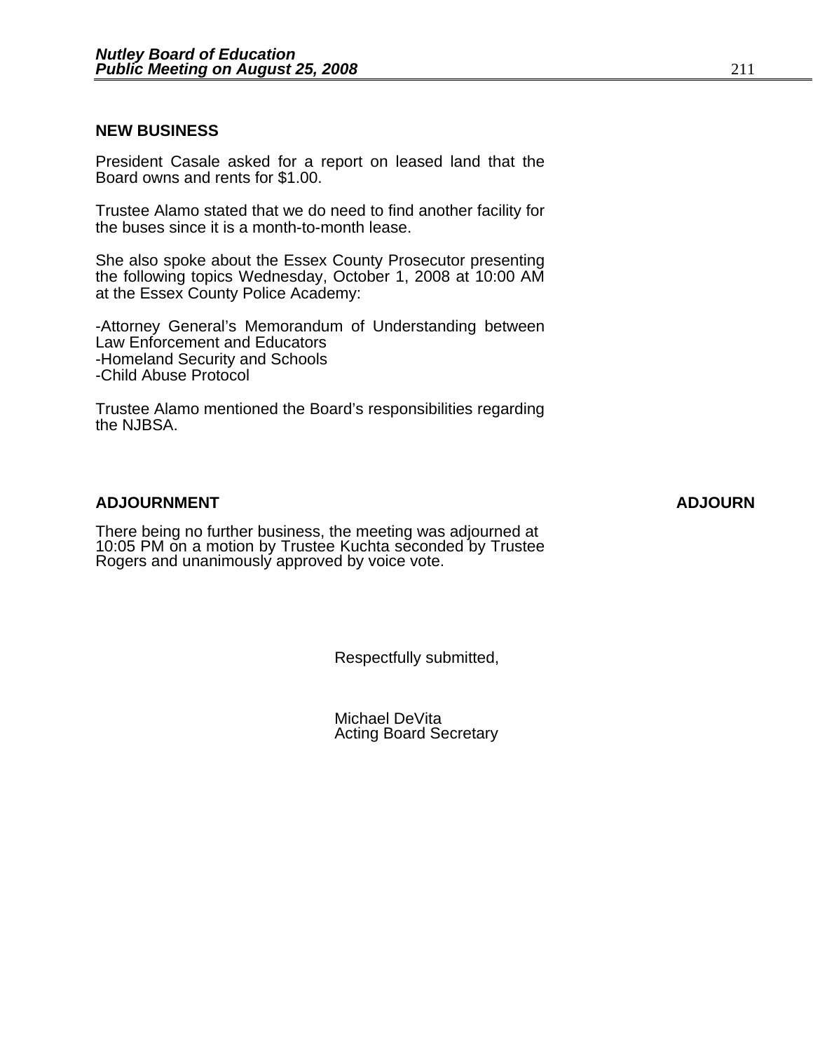## NEW BUSINESS

President Casale asked for a report on leased land that the Board owns and rents for $1.00.

Trustee Alamo stated that we do need to find another facility for the buses since it is a month-to-month lease.

She also spoke about the Essex County Prosecutor presenting the following topics Wednesday, October 1, 2008 at 10:00 AM at the Essex County Police Academy:

-Attorney General's Memorandum of Understanding between Law Enforcement and Educators
-Homeland Security and Schools
-Child Abuse Protocol

Trustee Alamo mentioned the Board's responsibilities regarding the NJBSA.

## ADJOURNMENT

**ADJOURN**

There being no further business, the meeting was adjourned at 10:05 PM on a motion by Trustee Kuchta seconded by Trustee Rogers and unanimously approved by voice vote.

Respectfully submitted,

Michael DeVita
Acting Board Secretary